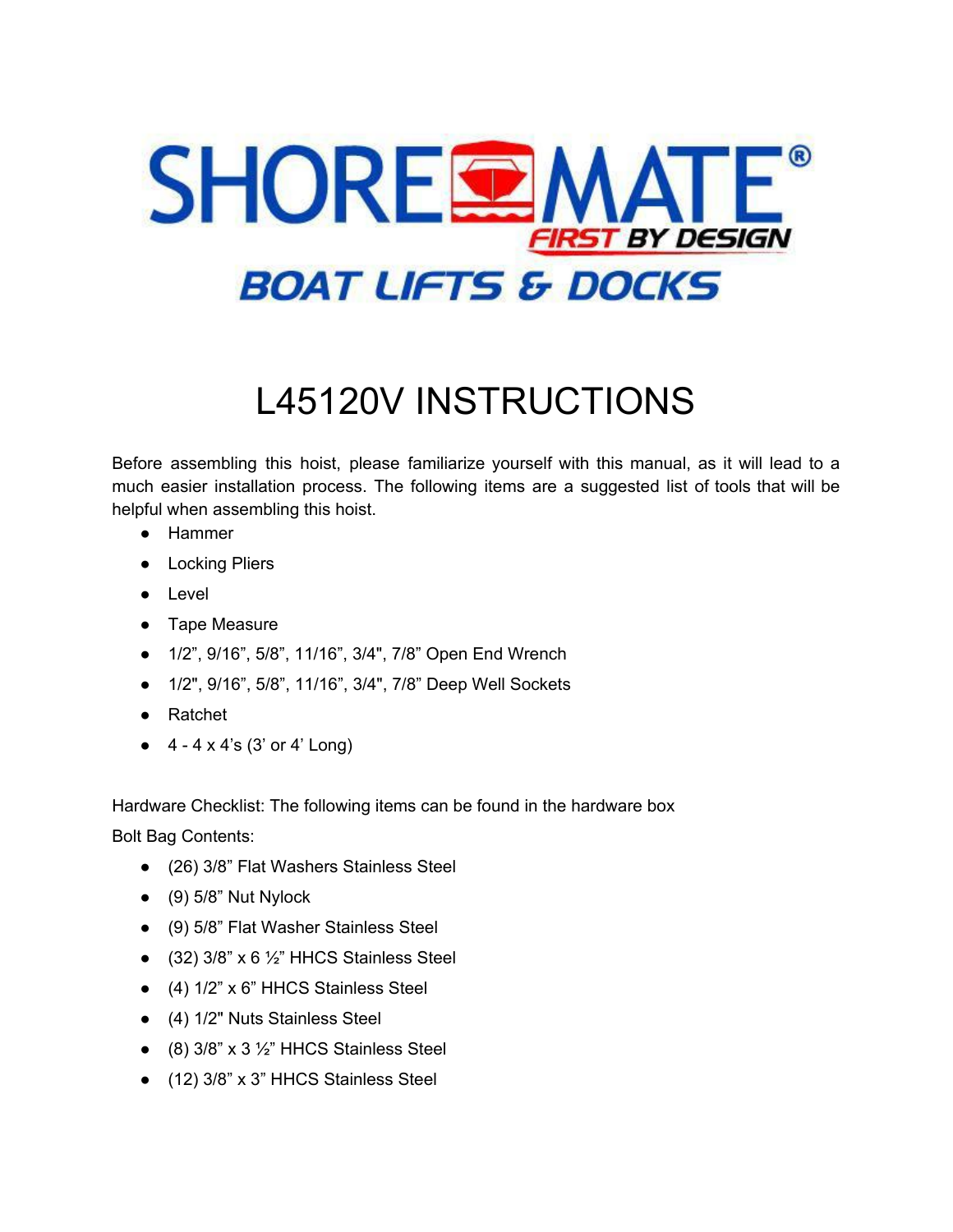SHORE MATE®

FIRST BY DESIGN

BOAT LIFTS & DOCKS

# L45120V INSTRUCTIONS

Before assembling this hoist, please familiarize yourself with this manual, as it will lead to a much easier installation process. The following items are a suggested list of tools that will be helpful when assembling this hoist.

- Hammer
- Locking Pliers
- Level
- Tape Measure
- 1/2", 9/16", 5/8", 11/16", 3/4", 7/8" Open End Wrench
- 1/2", 9/16", 5/8", 11/16", 3/4", 7/8" Deep Well Sockets
- Ratchet
- 4 - 4 x 4's (3' or 4' Long)

Hardware Checklist: The following items can be found in the hardware box

Bolt Bag Contents:

- (26) 3/8" Flat Washers Stainless Steel
- (9) 5/8" Nut Nylock
- (9) 5/8" Flat Washer Stainless Steel
- (32) 3/8" x 6 ½" HHCS Stainless Steel
- (4) 1/2" x 6" HHCS Stainless Steel
- (4) 1/2" Nuts Stainless Steel
- (8) 3/8" x 3 ½" HHCS Stainless Steel
- (12) 3/8" x 3" HHCS Stainless Steel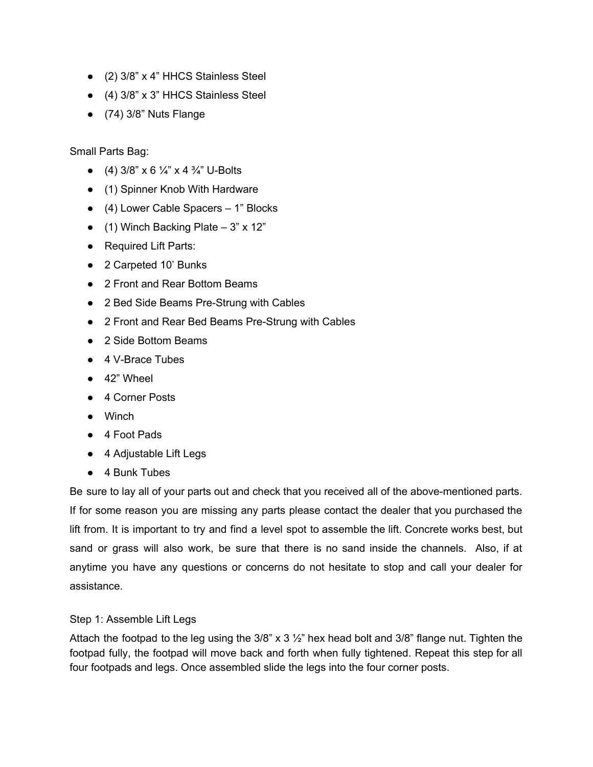- (2) 3/8” x 4” HHCS Stainless Steel
- (4) 3/8” x 3” HHCS Stainless Steel
- (74) 3/8” Nuts Flange

Small Parts Bag:

- (4) 3/8” x 6 ¼” x 4 ¾” U-Bolts
- (1) Spinner Knob With Hardware
- (4) Lower Cable Spacers – 1” Blocks
- (1) Winch Backing Plate – 3” x 12”
- Required Lift Parts:
- 2 Carpeted 10’ Bunks
- 2 Front and Rear Bottom Beams
- 2 Bed Side Beams Pre-Strung with Cables
- 2 Front and Rear Bed Beams Pre-Strung with Cables
- 2 Side Bottom Beams
- 4 V-Brace Tubes
- 42” Wheel
- 4 Corner Posts
- Winch
- 4 Foot Pads
- 4 Adjustable Lift Legs
- 4 Bunk Tubes

Be sure to lay all of your parts out and check that you received all of the above-mentioned parts. If for some reason you are missing any parts please contact the dealer that you purchased the lift from. It is important to try and find a level spot to assemble the lift. Concrete works best, but sand or grass will also work, be sure that there is no sand inside the channels. Also, if at anytime you have any questions or concerns do not hesitate to stop and call your dealer for assistance.

Step 1: Assemble Lift Legs

Attach the footpad to the leg using the 3/8” x 3 ½” hex head bolt and 3/8” flange nut. Tighten the footpad fully, the footpad will move back and forth when fully tightened. Repeat this step for all four footpads and legs. Once assembled slide the legs into the four corner posts.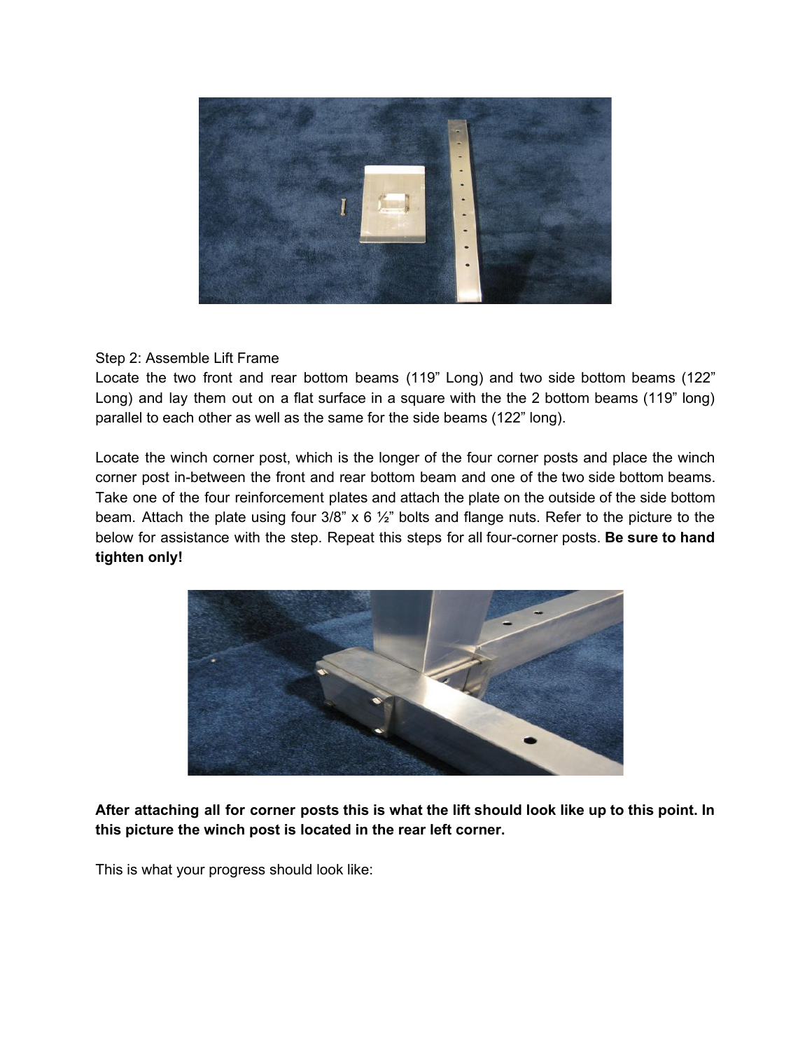Step 2: Assemble Lift Frame

Locate the two front and rear bottom beams (119" Long) and two side bottom beams (122" Long) and lay them out on a flat surface in a square with the the 2 bottom beams (119" long) parallel to each other as well as the same for the side beams (122" long).

Locate the winch corner post, which is the longer of the four corner posts and place the winch corner post in-between the front and rear bottom beam and one of the two side bottom beams. Take one of the four reinforcement plates and attach the plate on the outside of the side bottom beam. Attach the plate using four 3/8" x 6 ½" bolts and flange nuts. Refer to the picture to the below for assistance with the step. Repeat this steps for all four-corner posts. **Be sure to hand tighten only!**

**After attaching all for corner posts this is what the lift should look like up to this point. In this picture the winch post is located in the rear left corner.**

This is what your progress should look like: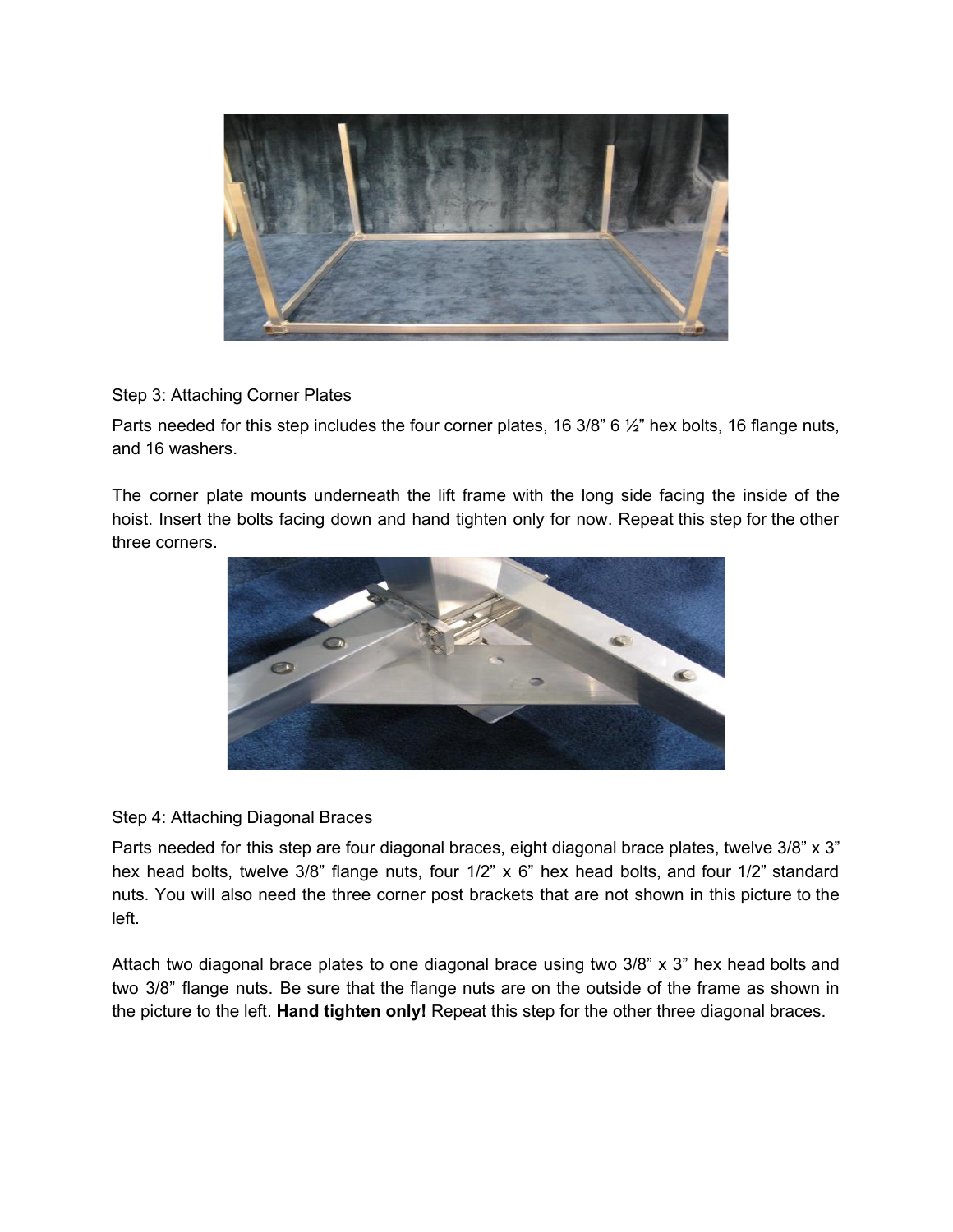Step 3: Attaching Corner Plates

Parts needed for this step includes the four corner plates, 16 3/8" 6 ½" hex bolts, 16 flange nuts, and 16 washers.

The corner plate mounts underneath the lift frame with the long side facing the inside of the hoist. Insert the bolts facing down and hand tighten only for now. Repeat this step for the other three corners.

Step 4: Attaching Diagonal Braces

Parts needed for this step are four diagonal braces, eight diagonal brace plates, twelve 3/8" x 3" hex head bolts, twelve 3/8" flange nuts, four 1/2" x 6" hex head bolts, and four 1/2" standard nuts. You will also need the three corner post brackets that are not shown in this picture to the left.

Attach two diagonal brace plates to one diagonal brace using two 3/8" x 3" hex head bolts and two 3/8" flange nuts. Be sure that the flange nuts are on the outside of the frame as shown in the picture to the left. **Hand tighten only!** Repeat this step for the other three diagonal braces.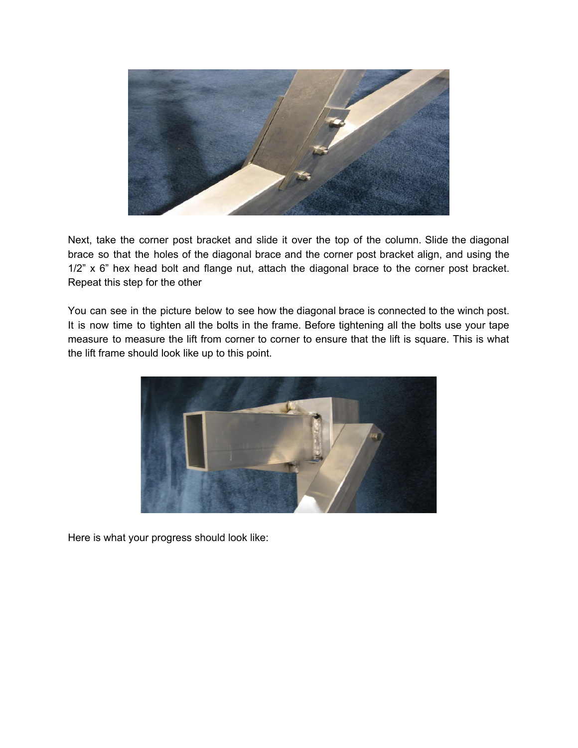Next, take the corner post bracket and slide it over the top of the column. Slide the diagonal brace so that the holes of the diagonal brace and the corner post bracket align, and using the 1/2" x 6" hex head bolt and flange nut, attach the diagonal brace to the corner post bracket. Repeat this step for the other

You can see in the picture below to see how the diagonal brace is connected to the winch post. It is now time to tighten all the bolts in the frame. Before tightening all the bolts use your tape measure to measure the lift from corner to corner to ensure that the lift is square. This is what the lift frame should look like up to this point.

Here is what your progress should look like: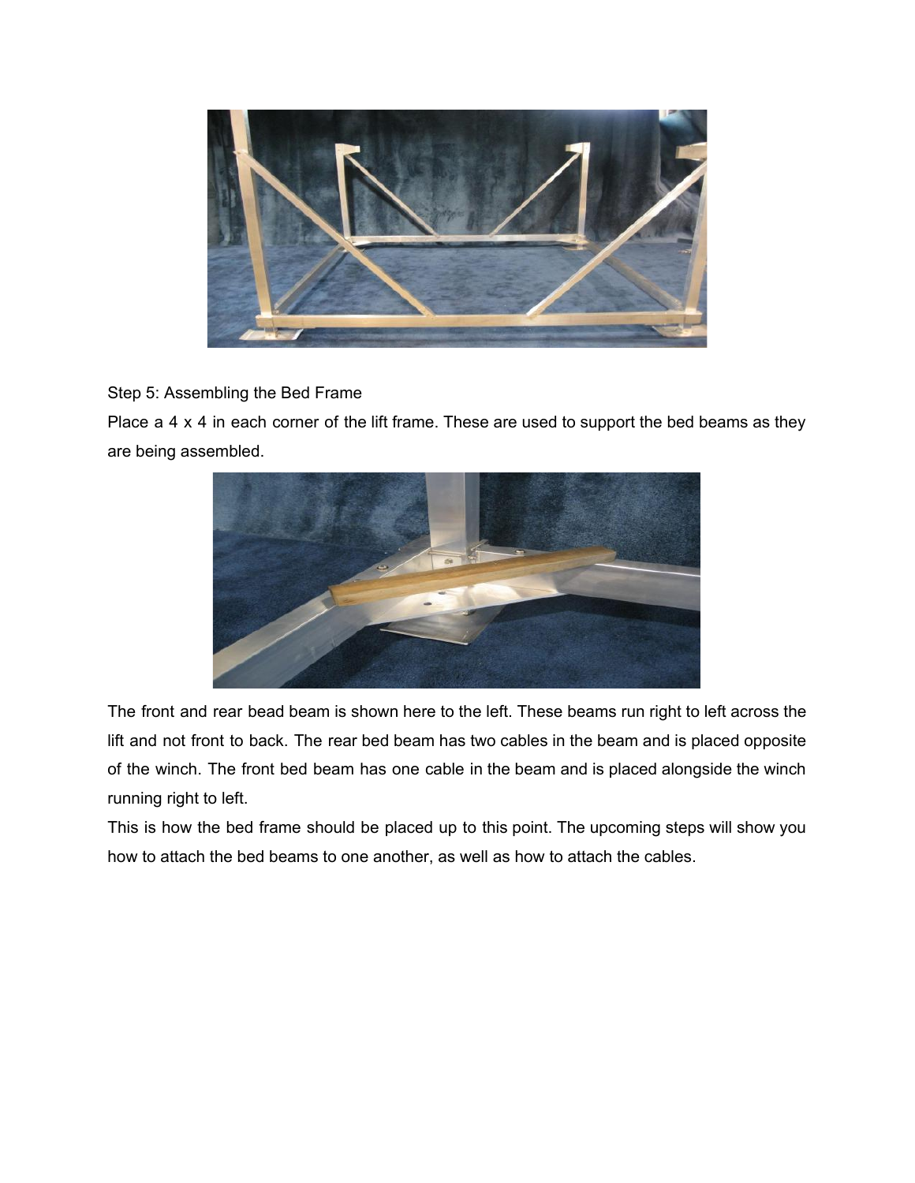Step 5: Assembling the Bed Frame

Place a 4 x 4 in each corner of the lift frame. These are used to support the bed beams as they are being assembled.

The front and rear bead beam is shown here to the left. These beams run right to left across the lift and not front to back. The rear bed beam has two cables in the beam and is placed opposite of the winch. The front bed beam has one cable in the beam and is placed alongside the winch running right to left.

This is how the bed frame should be placed up to this point. The upcoming steps will show you how to attach the bed beams to one another, as well as how to attach the cables.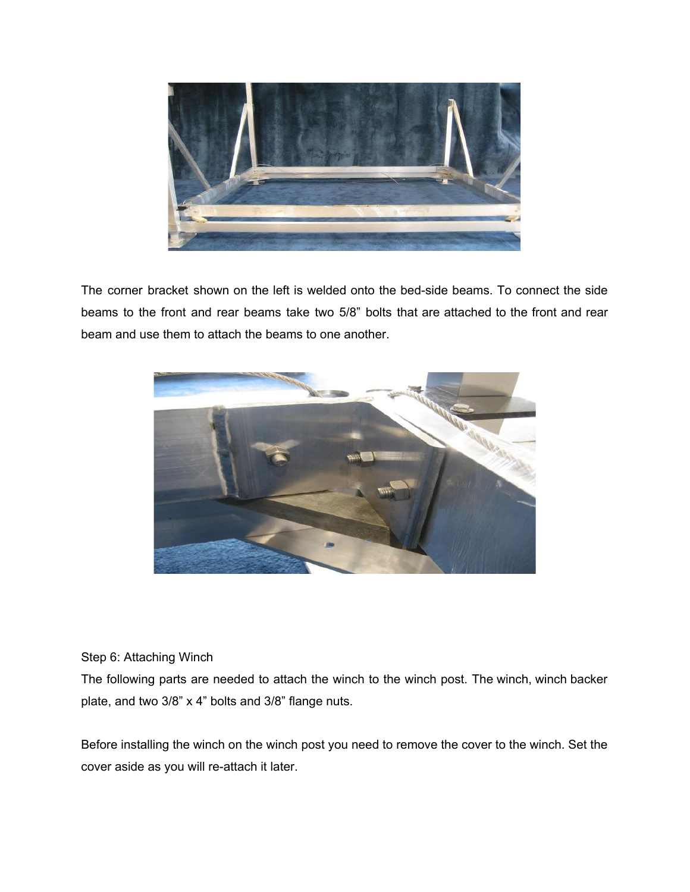The corner bracket shown on the left is welded onto the bed-side beams. To connect the side beams to the front and rear beams take two 5/8" bolts that are attached to the front and rear beam and use them to attach the beams to one another.

Step 6: Attaching Winch

The following parts are needed to attach the winch to the winch post. The winch, winch backer plate, and two 3/8" x 4" bolts and 3/8" flange nuts.

Before installing the winch on the winch post you need to remove the cover to the winch. Set the cover aside as you will re-attach it later.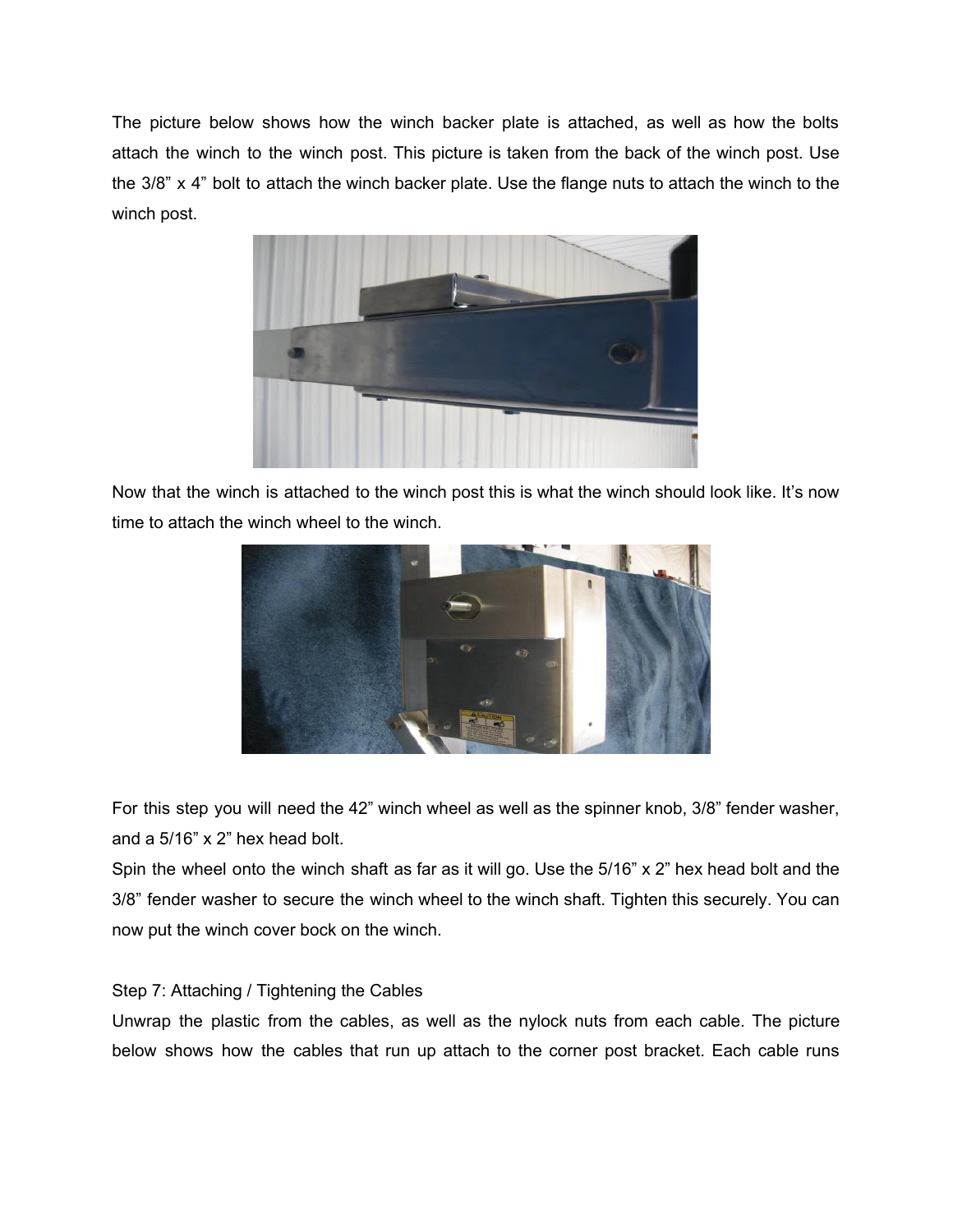The picture below shows how the winch backer plate is attached, as well as how the bolts attach the winch to the winch post. This picture is taken from the back of the winch post. Use the 3/8" x 4" bolt to attach the winch backer plate. Use the flange nuts to attach the winch to the winch post.

Now that the winch is attached to the winch post this is what the winch should look like. It's now time to attach the winch wheel to the winch.

For this step you will need the 42" winch wheel as well as the spinner knob, 3/8" fender washer, and a 5/16" x 2" hex head bolt.

Spin the wheel onto the winch shaft as far as it will go. Use the 5/16" x 2" hex head bolt and the 3/8" fender washer to secure the winch wheel to the winch shaft. Tighten this securely. You can now put the winch cover bock on the winch.

Step 7: Attaching / Tightening the Cables

Unwrap the plastic from the cables, as well as the nylock nuts from each cable. The picture below shows how the cables that run up attach to the corner post bracket. Each cable runs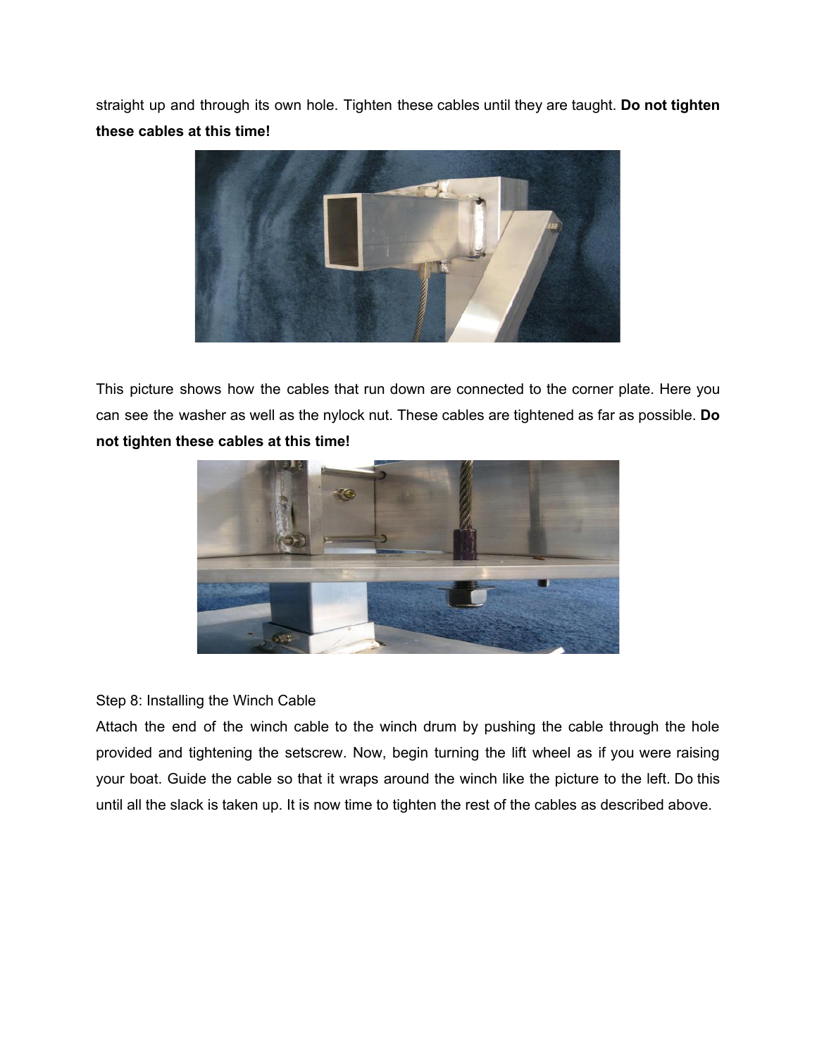straight up and through its own hole. Tighten these cables until they are taught. **Do not tighten these cables at this time!**

This picture shows how the cables that run down are connected to the corner plate. Here you can see the washer as well as the nylock nut. These cables are tightened as far as possible. **Do not tighten these cables at this time!**

Step 8: Installing the Winch Cable

Attach the end of the winch cable to the winch drum by pushing the cable through the hole provided and tightening the setscrew. Now, begin turning the lift wheel as if you were raising your boat. Guide the cable so that it wraps around the winch like the picture to the left. Do this until all the slack is taken up. It is now time to tighten the rest of the cables as described above.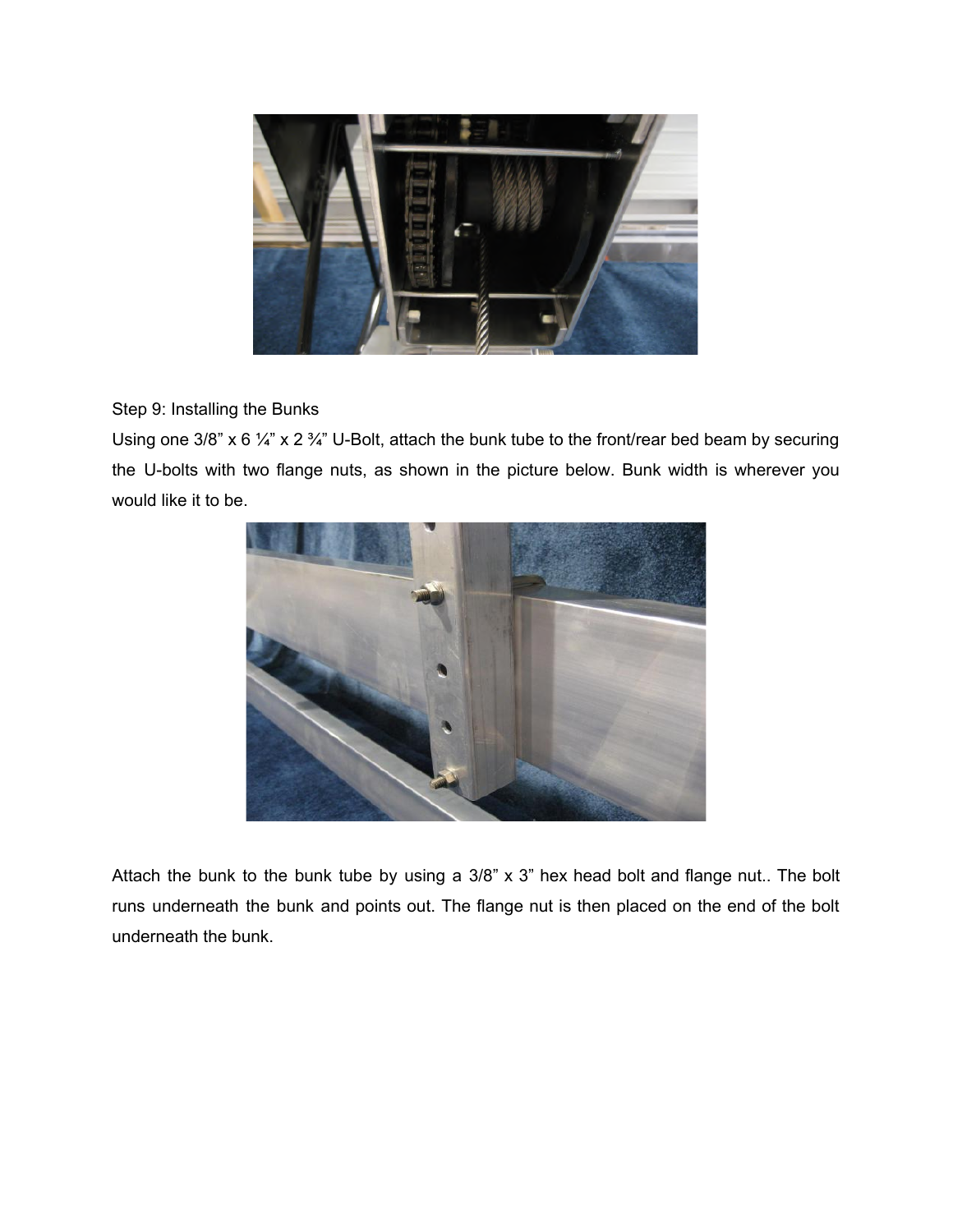Step 9: Installing the Bunks

Using one 3/8” x 6 ¼” x 2 ¾” U-Bolt, attach the bunk tube to the front/rear bed beam by securing the U-bolts with two flange nuts, as shown in the picture below. Bunk width is wherever you would like it to be.

Attach the bunk to the bunk tube by using a 3/8” x 3” hex head bolt and flange nut.. The bolt runs underneath the bunk and points out. The flange nut is then placed on the end of the bolt underneath the bunk.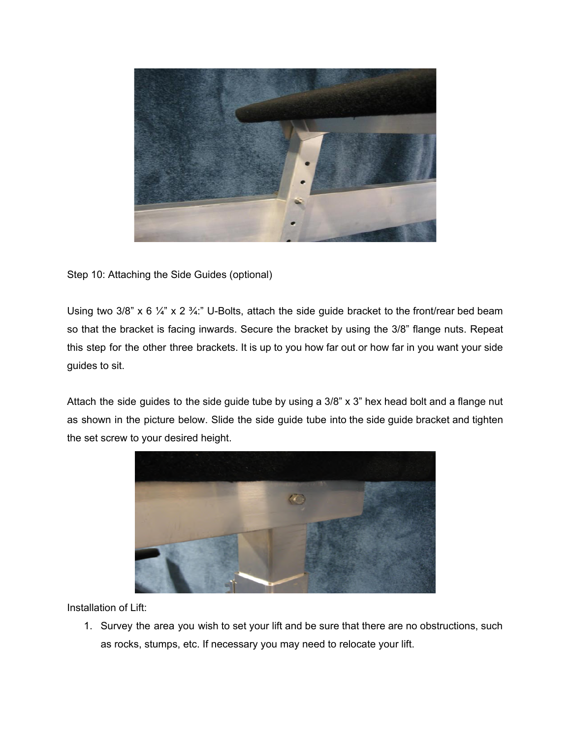Step 10: Attaching the Side Guides (optional)

Using two 3/8" x 6 ¼" x 2 ¾:" U-Bolts, attach the side guide bracket to the front/rear bed beam so that the bracket is facing inwards. Secure the bracket by using the 3/8" flange nuts. Repeat this step for the other three brackets. It is up to you how far out or how far in you want your side guides to sit.

Attach the side guides to the side guide tube by using a 3/8" x 3" hex head bolt and a flange nut as shown in the picture below. Slide the side guide tube into the side guide bracket and tighten the set screw to your desired height.

Installation of Lift:

1. Survey the area you wish to set your lift and be sure that there are no obstructions, such as rocks, stumps, etc. If necessary you may need to relocate your lift.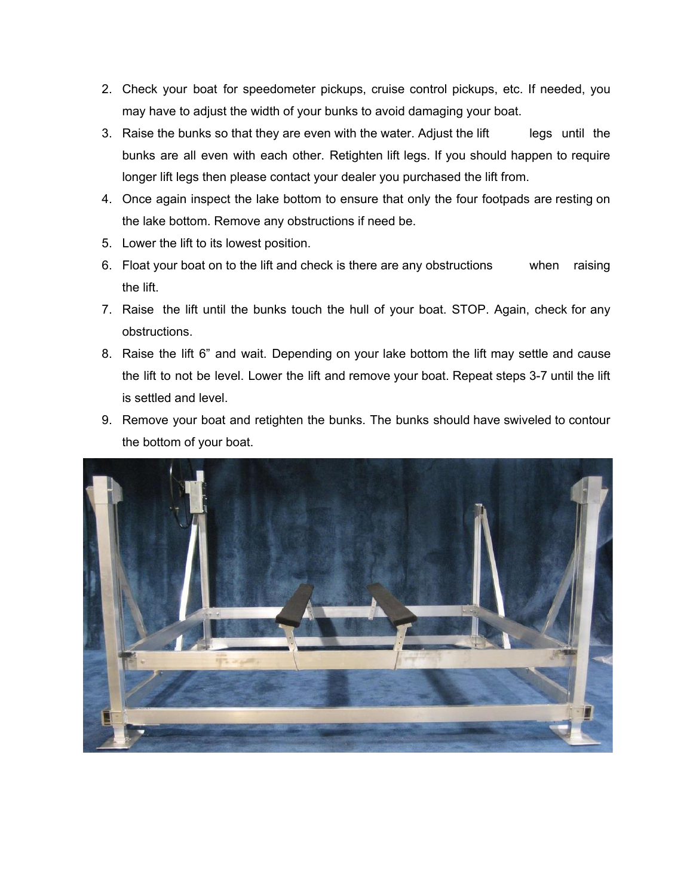2. Check your boat for speedometer pickups, cruise control pickups, etc. If needed, you may have to adjust the width of your bunks to avoid damaging your boat.
3. Raise the bunks so that they are even with the water. Adjust the lift legs until the bunks are all even with each other. Retighten lift legs. If you should happen to require longer lift legs then please contact your dealer you purchased the lift from.
4. Once again inspect the lake bottom to ensure that only the four footpads are resting on the lake bottom. Remove any obstructions if need be.
5. Lower the lift to its lowest position.
6. Float your boat on to the lift and check is there are any obstructions when raising the lift.
7. Raise the lift until the bunks touch the hull of your boat. STOP. Again, check for any obstructions.
8. Raise the lift 6" and wait. Depending on your lake bottom the lift may settle and cause the lift to not be level. Lower the lift and remove your boat. Repeat steps 3-7 until the lift is settled and level.
9. Remove your boat and retighten the bunks. The bunks should have swiveled to contour the bottom of your boat.